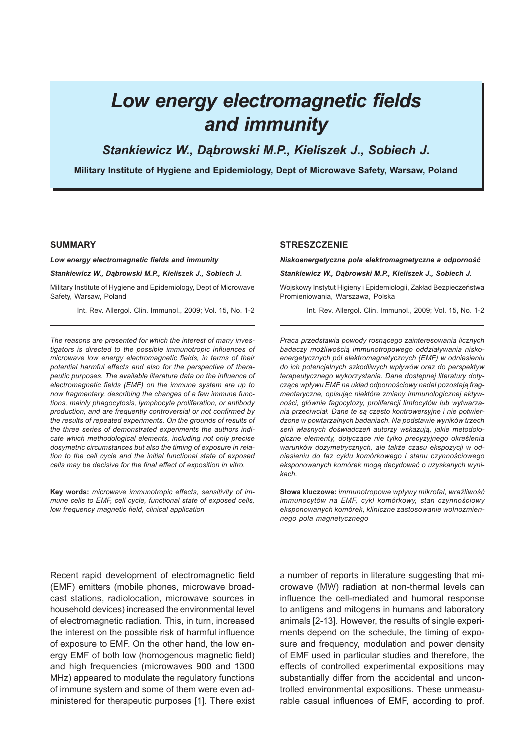# Low energy electromagnetic fields and immunity

**Stankiewicz W., Dąbrowski M.P., Kieliszek J., Sobiech J.**

**Military Institute of Hygiene and Epidemiology, Dept of Microwave Safety, Warsaw, Poland**

## SUMMARY

***Low energy electromagnetic fields and immunity***

***Stankiewicz W., Dąbrowski M.P., Kieliszek J., Sobiech J.***

Military Institute of Hygiene and Epidemiology, Dept of Microwave Safety, Warsaw, Poland

Int. Rev. Allergol. Clin. Immunol., 2009; Vol. 15, No. 1-2

*The reasons are presented for which the interest of many investigators is directed to the possible immunotropic influences of microwave low energy electromagnetic fields, in terms of their potential harmful effects and also for the perspective of therapeutic purposes. The available literature data on the influence of electromagnetic fields (EMF) on the immune system are up to now fragmentary, describing the changes of a few immune functions, mainly phagocytosis, lymphocyte proliferation, or antibody production, and are frequently controversial or not confirmed by the results of repeated experiments. On the grounds of results of the three series of demonstrated experiments the authors indicate which methodological elements, including not only precise dosymetric circumstances but also the timing of exposure in relation to the cell cycle and the initial functional state of exposed cells may be decisive for the final effect of exposition in vitro.*

**Key words:** *microwave immunotropic effects, sensitivity of immune cells to EMF, cell cycle, functional state of exposed cells, low frequency magnetic field, clinical application*

## STRESZCZENIE

***Niskoenergetyczne pola elektromagnetyczne a odporność***

***Stankiewicz W., Dąbrowski M.P., Kieliszek J., Sobiech J.***

Wojskowy Instytut Higieny i Epidemiologii, Zakład Bezpieczeństwa Promieniowania, Warszawa, Polska

Int. Rev. Allergol. Clin. Immunol., 2009; Vol. 15, No. 1-2

*Praca przedstawia powody rosnącego zainteresowania licznych badaczy możliwością immunotropowego oddziaływania niskoenergetycznych pól elektromagnetycznych (EMF) w odniesieniu do ich potencjalnych szkodliwych wpływów oraz do perspektyw terapeutycznego wykorzystania. Dane dostępnej literatury dotyczące wpływu EMF na układ odpornościowy nadal pozostają fragmentaryczne, opisując niektóre zmiany immunologicznej aktywności, głównie fagocytozy, proliferacji limfocytów lub wytwarzania przeciwciał. Dane te są często kontrowersyjne i nie potwierdzone w powtarzalnych badaniach. Na podstawie wyników trzech serii własnych doświadczeń autorzy wskazują, jakie metodologiczne elementy, dotyczące nie tylko precyzyjnego określenia warunków dozymetrycznych, ale także czasu ekspozycji w odniesieniu do faz cyklu komórkowego i stanu czynnościowego eksponowanych komórek mogą decydować o uzyskanych wynikach.*

**Słowa kluczowe:** *immunotropowe wpływy mikrofal, wrażliwość immunocytów na EMF, cykl komórkowy, stan czynnościowy eksponowanych komórek, kliniczne zastosowanie wolnozmiennego pola magnetycznego*

Recent rapid development of electromagnetic field (EMF) emitters (mobile phones, microwave broadcast stations, radiolocation, microwave sources in household devices) increased the environmental level of electromagnetic radiation. This, in turn, increased the interest on the possible risk of harmful influence of exposure to EMF. On the other hand, the low energy EMF of both low (homogenous magnetic field) and high frequencies (microwaves 900 and 1300 MHz) appeared to modulate the regulatory functions of immune system and some of them were even administered for therapeutic purposes [1]. There exist a number of reports in literature suggesting that microwave (MW) radiation at non-thermal levels can influence the cell-mediated and humoral response to antigens and mitogens in humans and laboratory animals [2-13]. However, the results of single experiments depend on the schedule, the timing of exposure and frequency, modulation and power density of EMF used in particular studies and therefore, the effects of controlled experimental expositions may substantially differ from the accidental and uncontrolled environmental expositions. These unmeasurable casual influences of EMF, according to prof.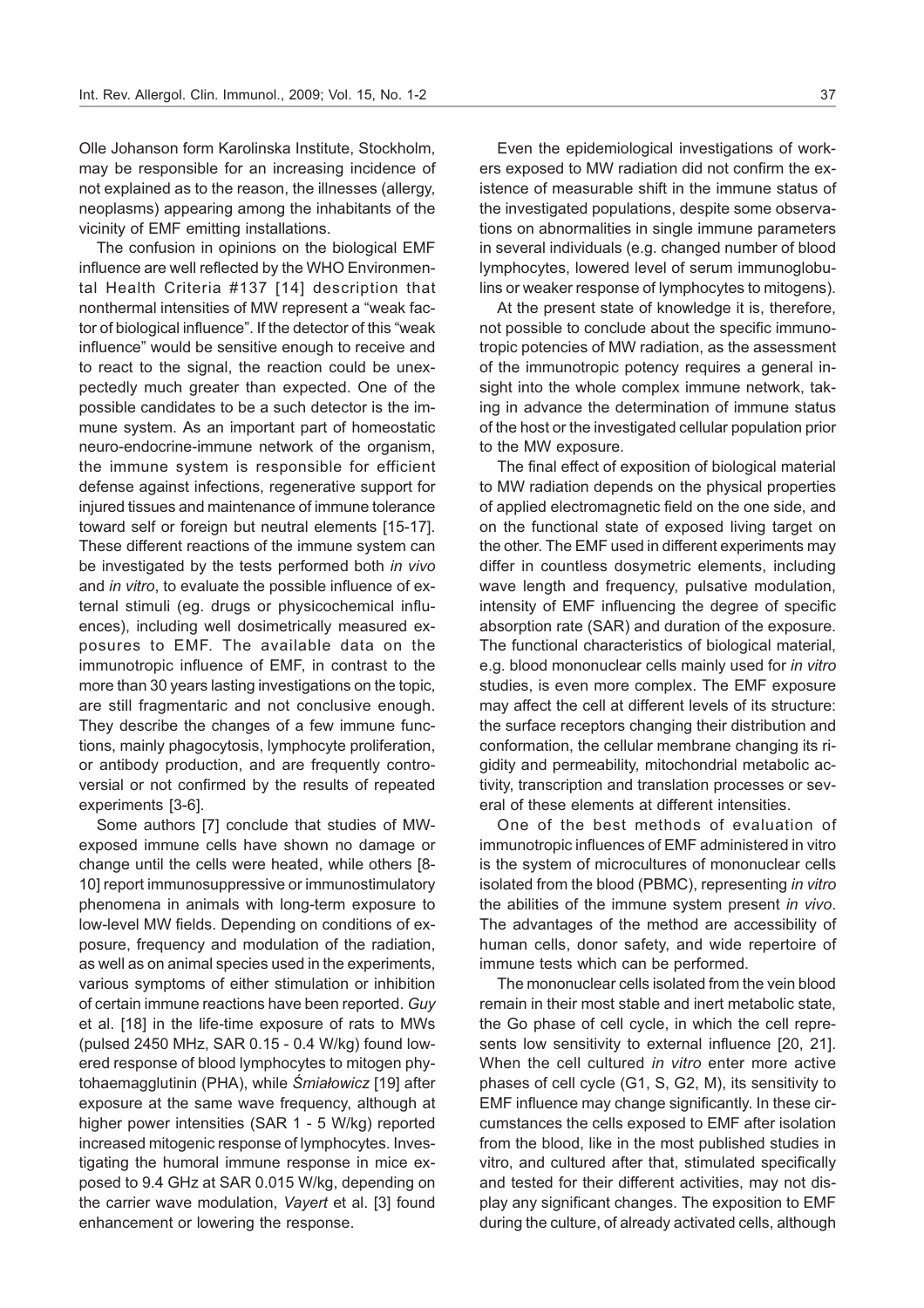Olle Johanson form Karolinska Institute, Stockholm, may be responsible for an increasing incidence of not explained as to the reason, the illnesses (allergy, neoplasms) appearing among the inhabitants of the vicinity of EMF emitting installations.

The confusion in opinions on the biological EMF influence are well reflected by the WHO Environmental Health Criteria #137 [14] description that nonthermal intensities of MW represent a "weak factor of biological influence". If the detector of this "weak influence" would be sensitive enough to receive and to react to the signal, the reaction could be unexpectedly much greater than expected. One of the possible candidates to be a such detector is the immune system. As an important part of homeostatic neuro-endocrine-immune network of the organism, the immune system is responsible for efficient defense against infections, regenerative support for injured tissues and maintenance of immune tolerance toward self or foreign but neutral elements [15-17]. These different reactions of the immune system can be investigated by the tests performed both *in vivo* and *in vitro*, to evaluate the possible influence of external stimuli (eg. drugs or physicochemical influences), including well dosimetrically measured exposures to EMF. The available data on the immunotropic influence of EMF, in contrast to the more than 30 years lasting investigations on the topic, are still fragmentaric and not conclusive enough. They describe the changes of a few immune functions, mainly phagocytosis, lymphocyte proliferation, or antibody production, and are frequently controversial or not confirmed by the results of repeated experiments [3-6].

Some authors [7] conclude that studies of MW-exposed immune cells have shown no damage or change until the cells were heated, while others [8-10] report immunosuppressive or immunostimulatory phenomena in animals with long-term exposure to low-level MW fields. Depending on conditions of exposure, frequency and modulation of the radiation, as well as on animal species used in the experiments, various symptoms of either stimulation or inhibition of certain immune reactions have been reported. *Guy* et al. [18] in the life-time exposure of rats to MWs (pulsed 2450 MHz, SAR 0.15 - 0.4 W/kg) found lowered response of blood lymphocytes to mitogen phytohaemagglutinin (PHA), while *Śmiałowicz* [19] after exposure at the same wave frequency, although at higher power intensities (SAR 1 - 5 W/kg) reported increased mitogenic response of lymphocytes. Investigating the humoral immune response in mice exposed to 9.4 GHz at SAR 0.015 W/kg, depending on the carrier wave modulation, *Vayert* et al. [3] found enhancement or lowering the response.

Even the epidemiological investigations of workers exposed to MW radiation did not confirm the existence of measurable shift in the immune status of the investigated populations, despite some observations on abnormalities in single immune parameters in several individuals (e.g. changed number of blood lymphocytes, lowered level of serum immunoglobulins or weaker response of lymphocytes to mitogens).

At the present state of knowledge it is, therefore, not possible to conclude about the specific immunotropic potencies of MW radiation, as the assessment of the immunotropic potency requires a general insight into the whole complex immune network, taking in advance the determination of immune status of the host or the investigated cellular population prior to the MW exposure.

The final effect of exposition of biological material to MW radiation depends on the physical properties of applied electromagnetic field on the one side, and on the functional state of exposed living target on the other. The EMF used in different experiments may differ in countless dosymetric elements, including wave length and frequency, pulsative modulation, intensity of EMF influencing the degree of specific absorption rate (SAR) and duration of the exposure. The functional characteristics of biological material, e.g. blood mononuclear cells mainly used for *in vitro* studies, is even more complex. The EMF exposure may affect the cell at different levels of its structure: the surface receptors changing their distribution and conformation, the cellular membrane changing its rigidity and permeability, mitochondrial metabolic activity, transcription and translation processes or several of these elements at different intensities.

One of the best methods of evaluation of immunotropic influences of EMF administered in vitro is the system of microcultures of mononuclear cells isolated from the blood (PBMC), representing *in vitro* the abilities of the immune system present *in vivo*. The advantages of the method are accessibility of human cells, donor safety, and wide repertoire of immune tests which can be performed.

The mononuclear cells isolated from the vein blood remain in their most stable and inert metabolic state, the Go phase of cell cycle, in which the cell represents low sensitivity to external influence [20, 21]. When the cell cultured *in vitro* enter more active phases of cell cycle (G1, S, G2, M), its sensitivity to EMF influence may change significantly. In these circumstances the cells exposed to EMF after isolation from the blood, like in the most published studies in vitro, and cultured after that, stimulated specifically and tested for their different activities, may not display any significant changes. The exposition to EMF during the culture, of already activated cells, although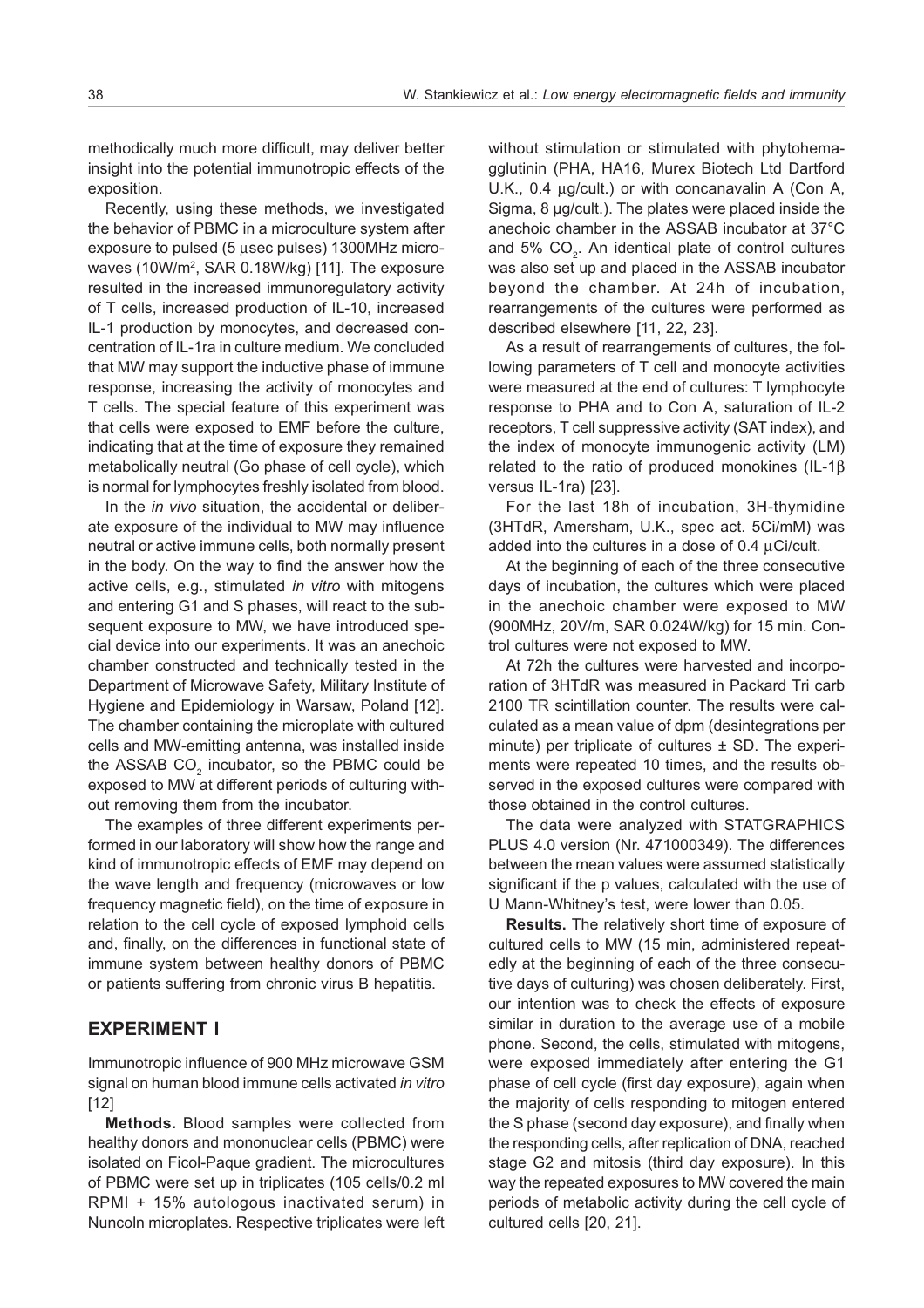methodically much more difficult, may deliver better insight into the potential immunotropic effects of the exposition.

Recently, using these methods, we investigated the behavior of PBMC in a microculture system after exposure to pulsed (5 μsec pulses) 1300MHz microwaves (10W/m$^2$, SAR 0.18W/kg) [11]. The exposure resulted in the increased immunoregulatory activity of T cells, increased production of IL-10, increased IL-1 production by monocytes, and decreased concentration of IL-1ra in culture medium. We concluded that MW may support the inductive phase of immune response, increasing the activity of monocytes and T cells. The special feature of this experiment was that cells were exposed to EMF before the culture, indicating that at the time of exposure they remained metabolically neutral (Go phase of cell cycle), which is normal for lymphocytes freshly isolated from blood.

In the *in vivo* situation, the accidental or deliberate exposure of the individual to MW may influence neutral or active immune cells, both normally present in the body. On the way to find the answer how the active cells, e.g., stimulated *in vitro* with mitogens and entering G1 and S phases, will react to the subsequent exposure to MW, we have introduced special device into our experiments. It was an anechoic chamber constructed and technically tested in the Department of Microwave Safety, Military Institute of Hygiene and Epidemiology in Warsaw, Poland [12]. The chamber containing the microplate with cultured cells and MW-emitting antenna, was installed inside the ASSAB $CO_2$ incubator, so the PBMC could be exposed to MW at different periods of culturing without removing them from the incubator.

The examples of three different experiments performed in our laboratory will show how the range and kind of immunotropic effects of EMF may depend on the wave length and frequency (microwaves or low frequency magnetic field), on the time of exposure in relation to the cell cycle of exposed lymphoid cells and, finally, on the differences in functional state of immune system between healthy donors of PBMC or patients suffering from chronic virus B hepatitis.

## EXPERIMENT I

Immunotropic influence of 900 MHz microwave GSM signal on human blood immune cells activated *in vitro* [12]

**Methods.** Blood samples were collected from healthy donors and mononuclear cells (PBMC) were isolated on Ficol-Paque gradient. The microcultures of PBMC were set up in triplicates (105 cells/0.2 ml RPMI + 15% autologous inactivated serum) in Nuncoln microplates. Respective triplicates were left without stimulation or stimulated with phytohemagglutinin (PHA, HA16, Murex Biotech Ltd Dartford U.K., 0.4 μg/cult.) or with concanavalin A (Con A, Sigma, 8 μg/cult.). The plates were placed inside the anechoic chamber in the ASSAB incubator at 37°C and 5% $CO_2$. An identical plate of control cultures was also set up and placed in the ASSAB incubator beyond the chamber. At 24h of incubation, rearrangements of the cultures were performed as described elsewhere [11, 22, 23].

As a result of rearrangements of cultures, the following parameters of T cell and monocyte activities were measured at the end of cultures: T lymphocyte response to PHA and to Con A, saturation of IL-2 receptors, T cell suppressive activity (SAT index), and the index of monocyte immunogenic activity (LM) related to the ratio of produced monokines (IL-1β versus IL-1ra) [23].

For the last 18h of incubation, 3H-thymidine (3HTdR, Amersham, U.K., spec act. 5Ci/mM) was added into the cultures in a dose of 0.4 μCi/cult.

At the beginning of each of the three consecutive days of incubation, the cultures which were placed in the anechoic chamber were exposed to MW (900MHz, 20V/m, SAR 0.024W/kg) for 15 min. Control cultures were not exposed to MW.

At 72h the cultures were harvested and incorporation of 3HTdR was measured in Packard Tri carb 2100 TR scintillation counter. The results were calculated as a mean value of dpm (desintegrations per minute) per triplicate of cultures ± SD. The experiments were repeated 10 times, and the results observed in the exposed cultures were compared with those obtained in the control cultures.

The data were analyzed with STATGRAPHICS PLUS 4.0 version (Nr. 471000349). The differences between the mean values were assumed statistically significant if the p values, calculated with the use of U Mann-Whitney's test, were lower than 0.05.

**Results.** The relatively short time of exposure of cultured cells to MW (15 min, administered repeatedly at the beginning of each of the three consecutive days of culturing) was chosen deliberately. First, our intention was to check the effects of exposure similar in duration to the average use of a mobile phone. Second, the cells, stimulated with mitogens, were exposed immediately after entering the G1 phase of cell cycle (first day exposure), again when the majority of cells responding to mitogen entered the S phase (second day exposure), and finally when the responding cells, after replication of DNA, reached stage G2 and mitosis (third day exposure). In this way the repeated exposures to MW covered the main periods of metabolic activity during the cell cycle of cultured cells [20, 21].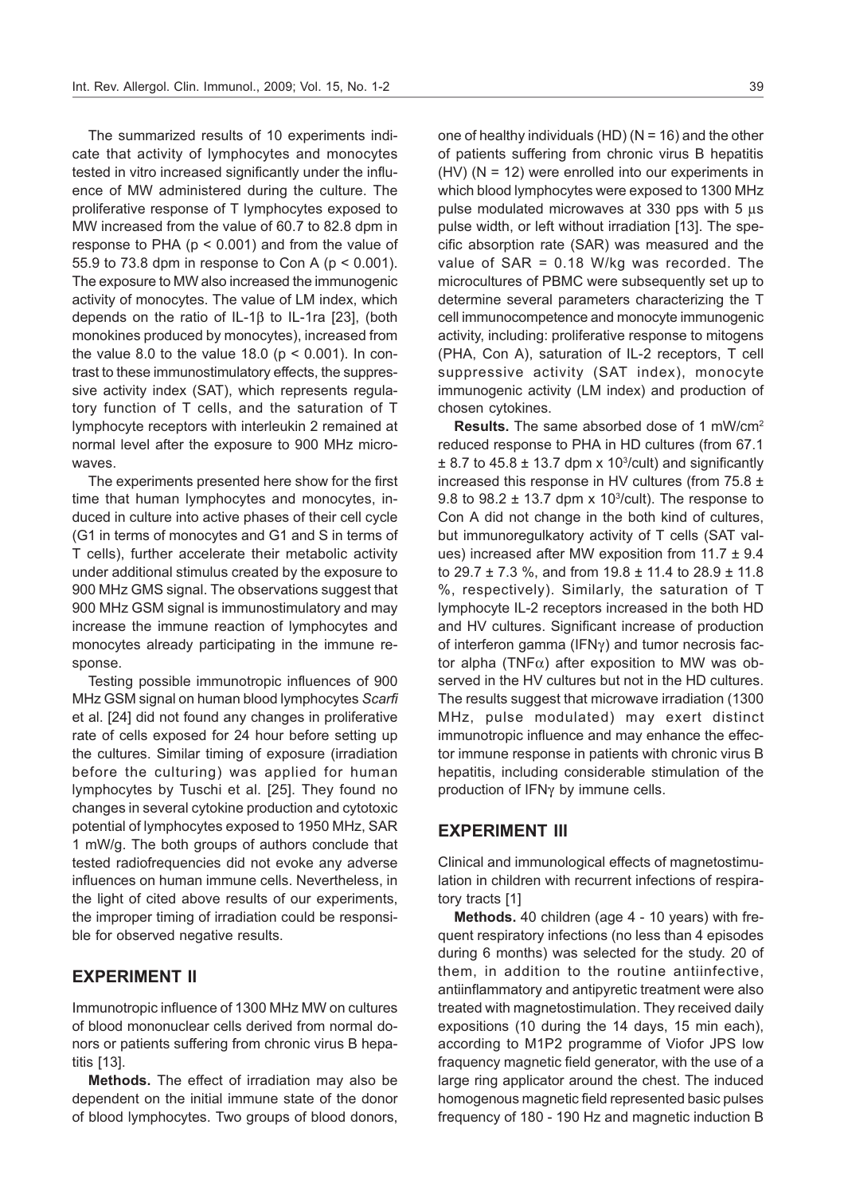The summarized results of 10 experiments indicate that activity of lymphocytes and monocytes tested in vitro increased significantly under the influence of MW administered during the culture. The proliferative response of T lymphocytes exposed to MW increased from the value of 60.7 to 82.8 dpm in response to PHA ($p < 0.001$) and from the value of 55.9 to 73.8 dpm in response to Con A ($p < 0.001$). The exposure to MW also increased the immunogenic activity of monocytes. The value of LM index, which depends on the ratio of IL-1β to IL-1ra [23], (both monokines produced by monocytes), increased from the value 8.0 to the value 18.0 ($p < 0.001$). In contrast to these immunostimulatory effects, the suppressive activity index (SAT), which represents regulatory function of T cells, and the saturation of T lymphocyte receptors with interleukin 2 remained at normal level after the exposure to 900 MHz microwaves.

The experiments presented here show for the first time that human lymphocytes and monocytes, induced in culture into active phases of their cell cycle (G1 in terms of monocytes and G1 and S in terms of T cells), further accelerate their metabolic activity under additional stimulus created by the exposure to 900 MHz GMS signal. The observations suggest that 900 MHz GSM signal is immunostimulatory and may increase the immune reaction of lymphocytes and monocytes already participating in the immune response.

Testing possible immunotropic influences of 900 MHz GSM signal on human blood lymphocytes *Scarfi* et al. [24] did not found any changes in proliferative rate of cells exposed for 24 hour before setting up the cultures. Similar timing of exposure (irradiation before the culturing) was applied for human lymphocytes by Tuschi et al. [25]. They found no changes in several cytokine production and cytotoxic potential of lymphocytes exposed to 1950 MHz, SAR 1 mW/g. The both groups of authors conclude that tested radiofrequencies did not evoke any adverse influences on human immune cells. Nevertheless, in the light of cited above results of our experiments, the improper timing of irradiation could be responsible for observed negative results.

## EXPERIMENT II

Immunotropic influence of 1300 MHz MW on cultures of blood mononuclear cells derived from normal donors or patients suffering from chronic virus B hepatitis [13].

**Methods.** The effect of irradiation may also be dependent on the initial immune state of the donor of blood lymphocytes. Two groups of blood donors, one of healthy individuals (HD) (N = 16) and the other of patients suffering from chronic virus B hepatitis (HV) (N = 12) were enrolled into our experiments in which blood lymphocytes were exposed to 1300 MHz pulse modulated microwaves at 330 pps with 5 μs pulse width, or left without irradiation [13]. The specific absorption rate (SAR) was measured and the value of SAR = 0.18 W/kg was recorded. The microcultures of PBMC were subsequently set up to determine several parameters characterizing the T cell immunocompetence and monocyte immunogenic activity, including: proliferative response to mitogens (PHA, Con A), saturation of IL-2 receptors, T cell suppressive activity (SAT index), monocyte immunogenic activity (LM index) and production of chosen cytokines.

**Results.** The same absorbed dose of 1 mW/cm$^2$ reduced response to PHA in HD cultures (from 67.1 $\pm$ 8.7 to 45.8 $\pm$ 13.7 dpm x 10$^3$/cult) and significantly increased this response in HV cultures (from 75.8 $\pm$ 9.8 to 98.2 $\pm$ 13.7 dpm x 10$^3$/cult). The response to Con A did not change in the both kind of cultures, but immunoregulkatory activity of T cells (SAT values) increased after MW exposition from 11.7 $\pm$ 9.4 to 29.7 $\pm$ 7.3 %, and from 19.8 $\pm$ 11.4 to 28.9 $\pm$ 11.8 %, respectively). Similarly, the saturation of T lymphocyte IL-2 receptors increased in the both HD and HV cultures. Significant increase of production of interferon gamma (IFNγ) and tumor necrosis factor alpha (TNFα) after exposition to MW was observed in the HV cultures but not in the HD cultures. The results suggest that microwave irradiation (1300 MHz, pulse modulated) may exert distinct immunotropic influence and may enhance the effector immune response in patients with chronic virus B hepatitis, including considerable stimulation of the production of IFNγ by immune cells.

## EXPERIMENT III

Clinical and immunological effects of magnetostimulation in children with recurrent infections of respiratory tracts [1]

**Methods.** 40 children (age 4 - 10 years) with frequent respiratory infections (no less than 4 episodes during 6 months) was selected for the study. 20 of them, in addition to the routine antiinfective, antiinflammatory and antipyretic treatment were also treated with magnetostimulation. They received daily expositions (10 during the 14 days, 15 min each), according to M1P2 programme of Viofor JPS low fraquency magnetic field generator, with the use of a large ring applicator around the chest. The induced homogenous magnetic field represented basic pulses frequency of 180 - 190 Hz and magnetic induction B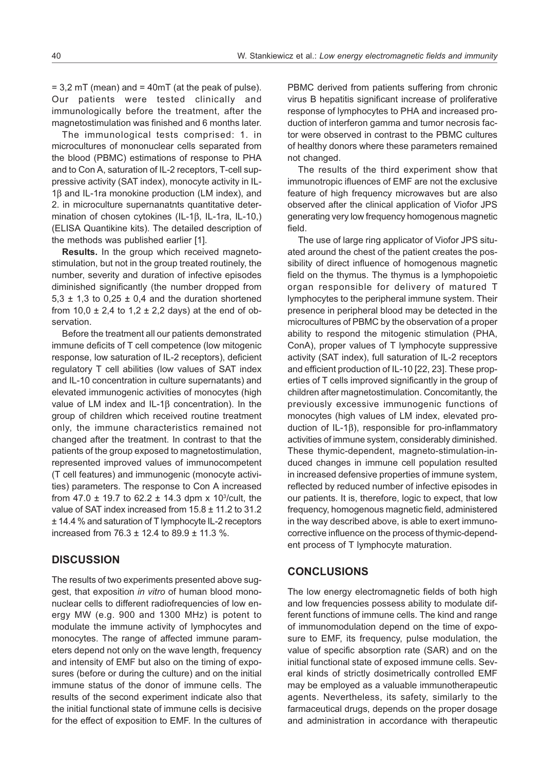= 3,2 mT (mean) and = 40mT (at the peak of pulse). Our patients were tested clinically and immunologically before the treatment, after the magnetostimulation was finished and 6 months later.

The immunological tests comprised: 1. in microcultures of mononuclear cells separated from the blood (PBMC) estimations of response to PHA and to Con A, saturation of IL-2 receptors, T-cell suppressive activity (SAT index), monocyte activity in IL-1β and IL-1ra monokine production (LM index), and 2. in microculture supernanatnts quantitative determination of chosen cytokines (IL-1β, IL-1ra, IL-10,) (ELISA Quantikine kits). The detailed description of the methods was published earlier [1].

**Results.** In the group which received magnetostimulation, but not in the group treated routinely, the number, severity and duration of infective episodes diminished significantly (the number dropped from 5,3 ± 1,3 to 0,25 ± 0,4 and the duration shortened from 10,0 ± 2,4 to 1,2 ± 2,2 days) at the end of observation.

Before the treatment all our patients demonstrated immune deficits of T cell competence (low mitogenic response, low saturation of IL-2 receptors), deficient regulatory T cell abilities (low values of SAT index and IL-10 concentration in culture supernatants) and elevated immunogenic activities of monocytes (high value of LM index and IL-1β concentration). In the group of children which received routine treatment only, the immune characteristics remained not changed after the treatment. In contrast to that the patients of the group exposed to magnetostimulation, represented improved values of immunocompetent (T cell features) and immunogenic (monocyte activities) parameters. The response to Con A increased from 47.0 ± 19.7 to 62.2 ± 14.3 dpm x $10^3$/cult, the value of SAT index increased from 15.8 ± 11.2 to 31.2 ± 14.4 % and saturation of T lymphocyte IL-2 receptors increased from 76.3 ± 12.4 to 89.9 ± 11.3 %.

## DISCUSSION

The results of two experiments presented above suggest, that exposition *in vitro* of human blood mononuclear cells to different radiofrequencies of low energy MW (e.g. 900 and 1300 MHz) is potent to modulate the immune activity of lymphocytes and monocytes. The range of affected immune parameters depend not only on the wave length, frequency and intensity of EMF but also on the timing of exposures (before or during the culture) and on the initial immune status of the donor of immune cells. The results of the second experiment indicate also that the initial functional state of immune cells is decisive for the effect of exposition to EMF. In the cultures of PBMC derived from patients suffering from chronic virus B hepatitis significant increase of proliferative response of lymphocytes to PHA and increased production of interferon gamma and tumor necrosis factor were observed in contrast to the PBMC cultures of healthy donors where these parameters remained not changed.

The results of the third experiment show that immunotropic ifluences of EMF are not the exclusive feature of high frequency microwaves but are also observed after the clinical application of Viofor JPS generating very low frequency homogenous magnetic field.

The use of large ring applicator of Viofor JPS situated around the chest of the patient creates the possibility of direct influence of homogenous magnetic field on the thymus. The thymus is a lymphopoietic organ responsible for delivery of matured T lymphocytes to the peripheral immune system. Their presence in peripheral blood may be detected in the microcultures of PBMC by the observation of a proper ability to respond the mitogenic stimulation (PHA, ConA), proper values of T lymphocyte suppressive activity (SAT index), full saturation of IL-2 receptors and efficient production of IL-10 [22, 23]. These properties of T cells improved significantly in the group of children after magnetostimulation. Concomitantly, the previously excessive immunogenic functions of monocytes (high values of LM index, elevated production of IL-1β), responsible for pro-inflammatory activities of immune system, considerably diminished. These thymic-dependent, magneto-stimulation-induced changes in immune cell population resulted in increased defensive properties of immune system, reflected by reduced number of infective episodes in our patients. It is, therefore, logic to expect, that low frequency, homogenous magnetic field, administered in the way described above, is able to exert immunocorrective influence on the process of thymic-dependent process of T lymphocyte maturation.

## CONCLUSIONS

The low energy electromagnetic fields of both high and low frequencies possess ability to modulate different functions of immune cells. The kind and range of immunomodulation depend on the time of exposure to EMF, its frequency, pulse modulation, the value of specific absorption rate (SAR) and on the initial functional state of exposed immune cells. Several kinds of strictly dosimetrically controlled EMF may be employed as a valuable immunotherapeutic agents. Nevertheless, its safety, similarly to the farmaceutical drugs, depends on the proper dosage and administration in accordance with therapeutic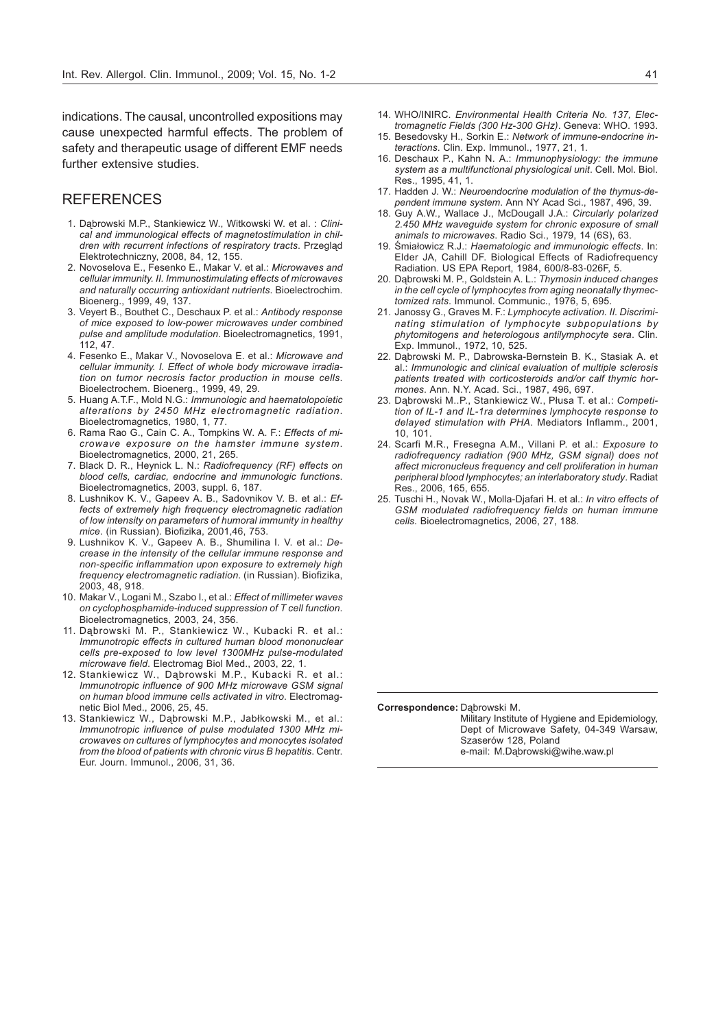indications. The causal, uncontrolled expositions may cause unexpected harmful effects. The problem of safety and therapeutic usage of different EMF needs further extensive studies.

## REFERENCES

1. Dąbrowski M.P., Stankiewicz W., Witkowski W. et al. : *Clinical and immunological effects of magnetostimulation in children with recurrent infections of respiratory tracts*. Przegląd Elektrotechniczny, 2008, 84, 12, 155.
2. Novoselova E., Fesenko E., Makar V. et al.: *Microwaves and cellular immunity. II. Immunostimulating effects of microwaves and naturally occurring antioxidant nutrients*. Bioelectrochim. Bioenerg., 1999, 49, 137.
3. Veyert B., Bouthet C., Deschaux P. et al.: *Antibody response of mice exposed to low-power microwaves under combined pulse and amplitude modulation*. Bioelectromagnetics, 1991, 112, 47.
4. Fesenko E., Makar V., Novoselova E. et al.: *Microwave and cellular immunity. I. Effect of whole body microwave irradiation on tumor necrosis factor production in mouse cells*. Bioelectrochem. Bioenerg., 1999, 49, 29.
5. Huang A.T.F., Mold N.G.: *Immunologic and haematolopoietic alterations by 2450 MHz electromagnetic radiation*. Bioelectromagnetics, 1980, 1, 77.
6. Rama Rao G., Cain C. A., Tompkins W. A. F.: *Effects of microwave exposure on the hamster immune system*. Bioelectromagnetics, 2000, 21, 265.
7. Black D. R., Heynick L. N.: *Radiofrequency (RF) effects on blood cells, cardiac, endocrine and immunologic functions*. Bioelectromagnetics, 2003, suppl. 6, 187.
8. Lushnikov K. V., Gapeev A. B., Sadovnikov V. B. et al.: *Effects of extremely high frequency electromagnetic radiation of low intensity on parameters of humoral immunity in healthy mice*. (in Russian). Biofizika, 2001,46, 753.
9. Lushnikov K. V., Gapeev A. B., Shumilina I. V. et al.: *Decrease in the intensity of the cellular immune response and non-specific inflammation upon exposure to extremely high frequency electromagnetic radiation*. (in Russian). Biofizika, 2003, 48, 918.
10. Makar V., Logani M., Szabo I., et al.: *Effect of millimeter waves on cyclophosphamide-induced suppression of T cell function*. Bioelectromagnetics, 2003, 24, 356.
11. Dąbrowski M. P., Stankiewicz W., Kubacki R. et al.: *Immunotropic effects in cultured human blood mononuclear cells pre-exposed to low level 1300MHz pulse-modulated microwave field*. Electromag Biol Med., 2003, 22, 1.
12. Stankiewicz W., Dąbrowski M.P., Kubacki R. et al.: *Immunotropic influence of 900 MHz microwave GSM signal on human blood immune cells activated in vitro*. Electromagnetic Biol Med., 2006, 25, 45.
13. Stankiewicz W., Dąbrowski M.P., Jabłkowski M., et al.: *Immunotropic influence of pulse modulated 1300 MHz microwaves on cultures of lymphocytes and monocytes isolated from the blood of patients with chronic virus B hepatitis*. Centr. Eur. Journ. Immunol., 2006, 31, 36.
14. WHO/INIRC. *Environmental Health Criteria No. 137, Electromagnetic Fields (300 Hz-300 GHz)*. Geneva: WHO. 1993.
15. Besedovsky H., Sorkin E.: *Network of immune-endocrine interactions*. Clin. Exp. Immunol., 1977, 21, 1.
16. Deschaux P., Kahn N. A.: *Immunophysiology: the immune system as a multifunctional physiological unit*. Cell. Mol. Biol. Res., 1995, 41, 1.
17. Hadden J. W.: *Neuroendocrine modulation of the thymus-dependent immune system*. Ann NY Acad Sci., 1987, 496, 39.
18. Guy A.W., Wallace J., McDougall J.A.: *Circularly polarized 2.450 MHz waveguide system for chronic exposure of small animals to microwaves*. Radio Sci., 1979, 14 (6S), 63.
19. Śmiałowicz R.J.: *Haematologic and immunologic effects*. In: Elder JA, Cahill DF. Biological Effects of Radiofrequency Radiation. US EPA Report, 1984, 600/8-83-026F, 5.
20. Dąbrowski M. P., Goldstein A. L.: *Thymosin induced changes in the cell cycle of lymphocytes from aging neonatally thymectomized rats*. Immunol. Communic., 1976, 5, 695.
21. Janossy G., Graves M. F.: *Lymphocyte activation. II. Discriminating stimulation of lymphocyte subpopulations by phytomitogens and heterologous antilymphocyte sera*. Clin. Exp. Immunol., 1972, 10, 525.
22. Dąbrowski M. P., Dabrowska-Bernstein B. K., Stasiak A. et al.: *Immunologic and clinical evaluation of multiple sclerosis patients treated with corticosteroids and/or calf thymic hormones*. Ann. N.Y. Acad. Sci., 1987, 496, 697.
23. Dąbrowski M..P., Stankiewicz W., Płusa T. et al.: *Competition of IL-1 and IL-1ra determines lymphocyte response to delayed stimulation with PHA*. Mediators Inflamm., 2001, 10, 101.
24. Scarfi M.R., Fresegna A.M., Villani P. et al.: *Exposure to radiofrequency radiation (900 MHz, GSM signal) does not affect micronucleus frequency and cell proliferation in human peripheral blood lymphocytes; an interlaboratory study*. Radiat Res., 2006, 165, 655.
25. Tuschi H., Novak W., Molla-Djafari H. et al.: *In vitro effects of GSM modulated radiofrequency fields on human immune cells*. Bioelectromagnetics, 2006, 27, 188.

**Correspondence:** Dąbrowski M.
Military Institute of Hygiene and Epidemiology,
Dept of Microwave Safety, 04-349 Warsaw,
Szaserów 128, Poland
e-mail: M.Dąbrowski@wihe.waw.pl